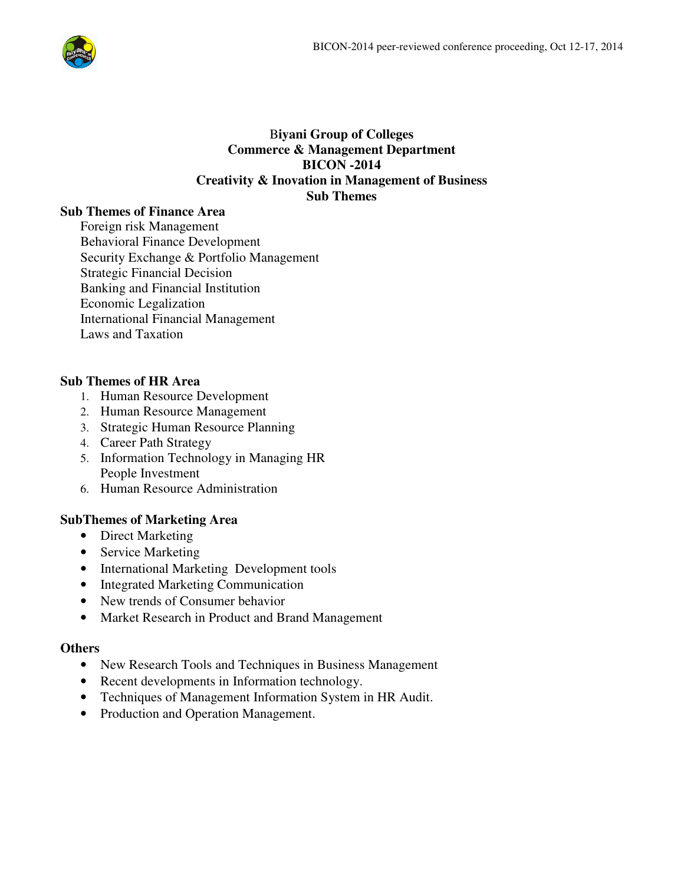# Biyani Group of Colleges
## Commerce & Management Department
## BICON -2014
## Creativity & Inovation in Management of Business
## Sub Themes

**Sub Themes of Finance Area**

Foreign risk Management
Behavioral Finance Development
Security Exchange & Portfolio Management
Strategic Financial Decision
Banking and Financial Institution
Economic Legalization
International Financial Management
Laws and Taxation

**Sub Themes of HR Area**

1. Human Resource Development
2. Human Resource Management
3. Strategic Human Resource Planning
4. Career Path Strategy
5. Information Technology in Managing HR
   People Investment
6. Human Resource Administration

**SubThemes of Marketing Area**

- Direct Marketing
- Service Marketing
- International Marketing Development tools
- Integrated Marketing Communication
- New trends of Consumer behavior
- Market Research in Product and Brand Management

**Others**

- New Research Tools and Techniques in Business Management
- Recent developments in Information technology.
- Techniques of Management Information System in HR Audit.
- Production and Operation Management.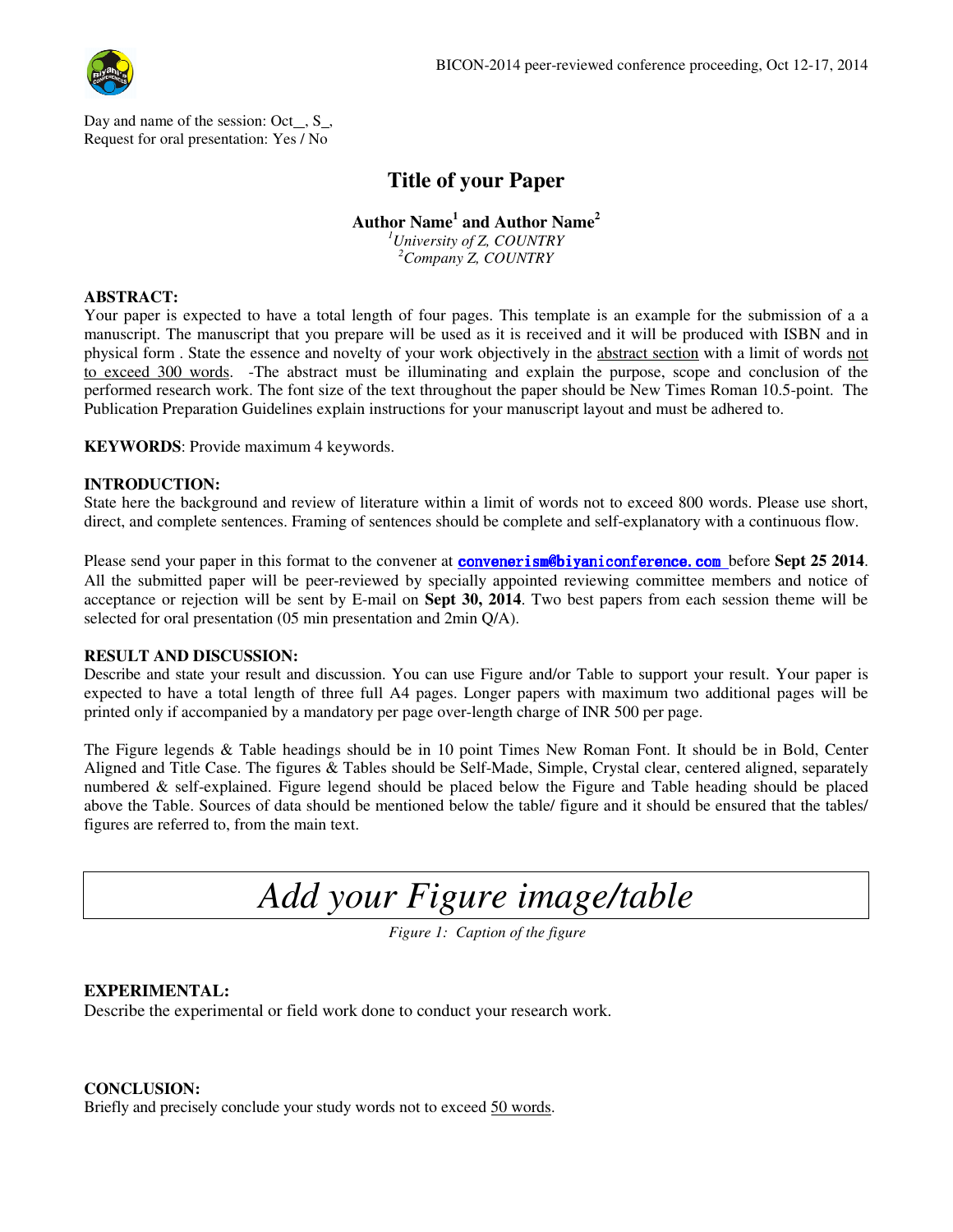Day and name of the session: Oct__, S_,
Request for oral presentation: Yes / No

# Title of your Paper

**Author Name[1] and Author Name[2]**

*[1]University of Z, COUNTRY*
*[2]Company Z, COUNTRY*

**ABSTRACT:**
Your paper is expected to have a total length of four pages. This template is an example for the submission of a a manuscript. The manuscript that you prepare will be used as it is received and it will be produced with ISBN and in physical form . State the essence and novelty of your work objectively in the abstract section with a limit of words not to exceed 300 words. -The abstract must be illuminating and explain the purpose, scope and conclusion of the performed research work. The font size of the text throughout the paper should be New Times Roman 10.5-point. The Publication Preparation Guidelines explain instructions for your manuscript layout and must be adhered to.

**KEYWORDS**: Provide maximum 4 keywords.

**INTRODUCTION:**
State here the background and review of literature within a limit of words not to exceed 800 words. Please use short, direct, and complete sentences. Framing of sentences should be complete and self-explanatory with a continuous flow.

Please send your paper in this format to the convener at convenerism@biyaniconference.com before **Sept 25 2014**. All the submitted paper will be peer-reviewed by specially appointed reviewing committee members and notice of acceptance or rejection will be sent by E-mail on **Sept 30, 2014**. Two best papers from each session theme will be selected for oral presentation (05 min presentation and 2min Q/A).

**RESULT AND DISCUSSION:**
Describe and state your result and discussion. You can use Figure and/or Table to support your result. Your paper is expected to have a total length of three full A4 pages. Longer papers with maximum two additional pages will be printed only if accompanied by a mandatory per page over-length charge of INR 500 per page.

The Figure legends & Table headings should be in 10 point Times New Roman Font. It should be in Bold, Center Aligned and Title Case. The figures & Tables should be Self-Made, Simple, Crystal clear, centered aligned, separately numbered & self-explained. Figure legend should be placed below the Figure and Table heading should be placed above the Table. Sources of data should be mentioned below the table/ figure and it should be ensured that the tables/ figures are referred to, from the main text.

*Add your Figure image/table*

*Figure 1: Caption of the figure*

**EXPERIMENTAL:**
Describe the experimental or field work done to conduct your research work.

**CONCLUSION:**
Briefly and precisely conclude your study words not to exceed 50 words.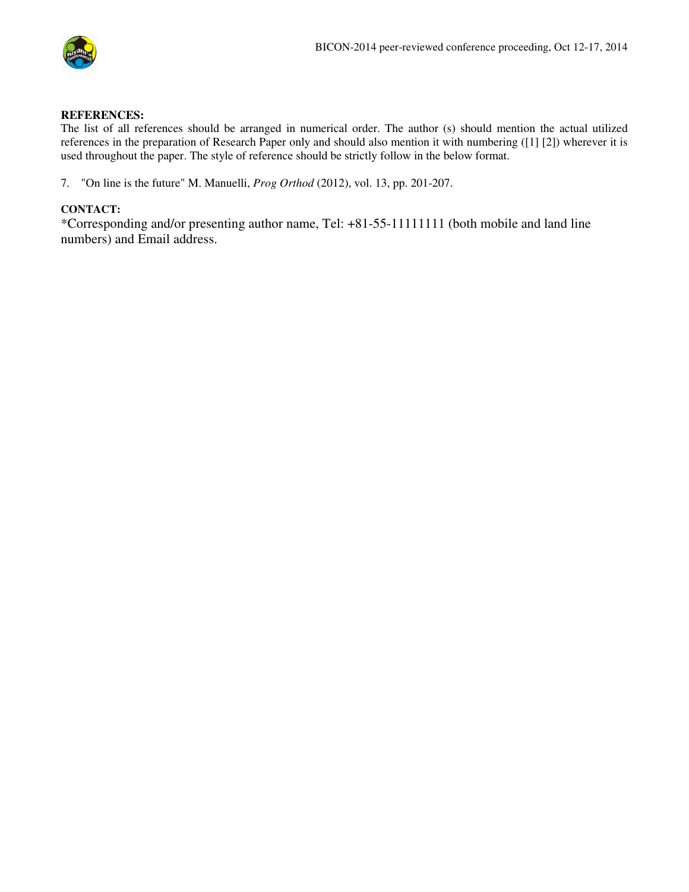**REFERENCES:**

The list of all references should be arranged in numerical order. The author (s) should mention the actual utilized references in the preparation of Research Paper only and should also mention it with numbering ([1] [2]) wherever it is used throughout the paper. The style of reference should be strictly follow in the below format.

7. "On line is the future" M. Manuelli, *Prog Orthod* (2012), vol. 13, pp. 201-207.

**CONTACT:**

*Corresponding and/or presenting author name, Tel: +81-55-11111111 (both mobile and land line numbers) and Email address.